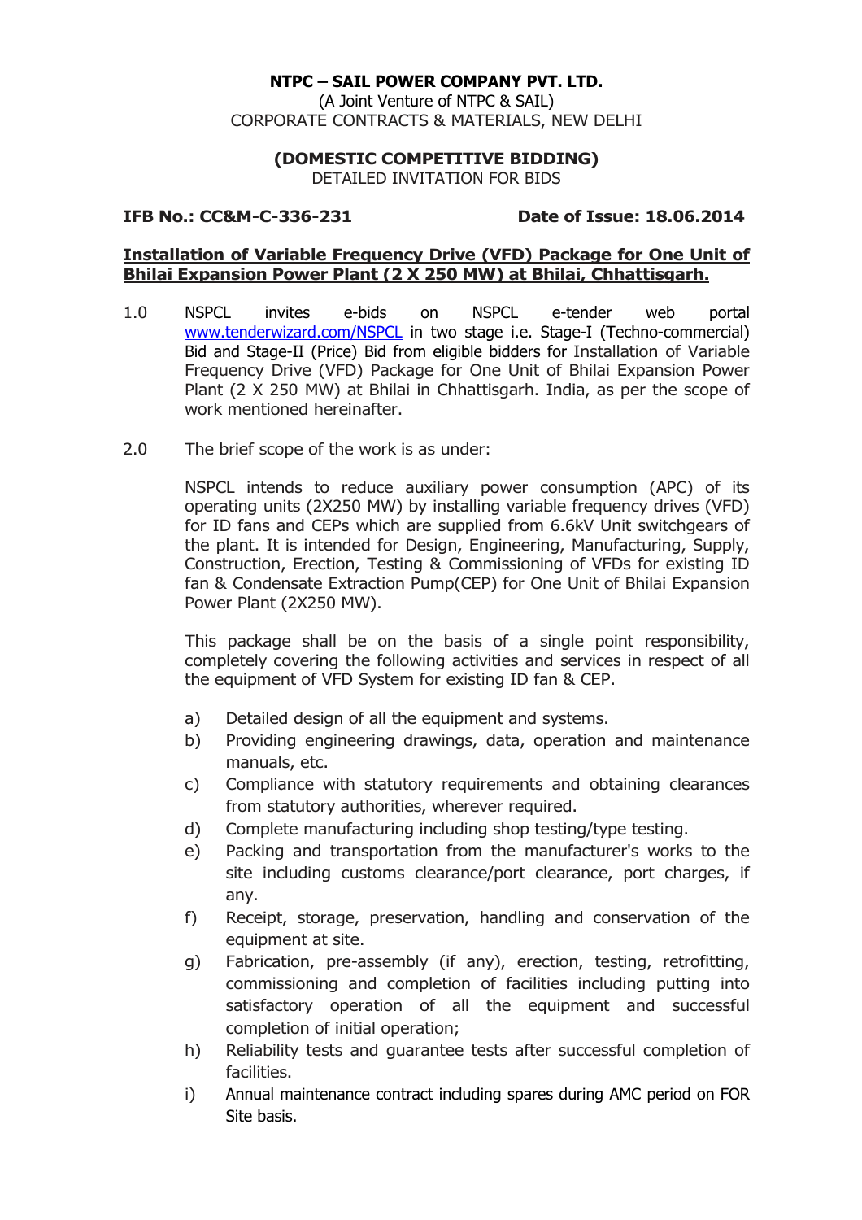**NTPC – SAIL POWER COMPANY PVT. LTD.**
(A Joint Venture of NTPC & SAIL)
CORPORATE CONTRACTS & MATERIALS, NEW DELHI

**(DOMESTIC COMPETITIVE BIDDING)**
DETAILED INVITATION FOR BIDS

**IFB No.: CC&M-C-336-231** **Date of Issue: 18.06.2014**

**Installation of Variable Frequency Drive (VFD) Package for One Unit of Bhilai Expansion Power Plant (2 X 250 MW) at Bhilai, Chhattisgarh.**

1.0 NSPCL invites e-bids on NSPCL e-tender web portal www.tenderwizard.com/NSPCL in two stage i.e. Stage-I (Techno-commercial) Bid and Stage-II (Price) Bid from eligible bidders for Installation of Variable Frequency Drive (VFD) Package for One Unit of Bhilai Expansion Power Plant (2 X 250 MW) at Bhilai in Chhattisgarh. India, as per the scope of work mentioned hereinafter.

2.0 The brief scope of the work is as under:

NSPCL intends to reduce auxiliary power consumption (APC) of its operating units (2X250 MW) by installing variable frequency drives (VFD) for ID fans and CEPs which are supplied from 6.6kV Unit switchgears of the plant. It is intended for Design, Engineering, Manufacturing, Supply, Construction, Erection, Testing & Commissioning of VFDs for existing ID fan & Condensate Extraction Pump(CEP) for One Unit of Bhilai Expansion Power Plant (2X250 MW).

This package shall be on the basis of a single point responsibility, completely covering the following activities and services in respect of all the equipment of VFD System for existing ID fan & CEP.

a) Detailed design of all the equipment and systems.
b) Providing engineering drawings, data, operation and maintenance manuals, etc.
c) Compliance with statutory requirements and obtaining clearances from statutory authorities, wherever required.
d) Complete manufacturing including shop testing/type testing.
e) Packing and transportation from the manufacturer's works to the site including customs clearance/port clearance, port charges, if any.
f) Receipt, storage, preservation, handling and conservation of the equipment at site.
g) Fabrication, pre-assembly (if any), erection, testing, retrofitting, commissioning and completion of facilities including putting into satisfactory operation of all the equipment and successful completion of initial operation;
h) Reliability tests and guarantee tests after successful completion of facilities.
i) Annual maintenance contract including spares during AMC period on FOR Site basis.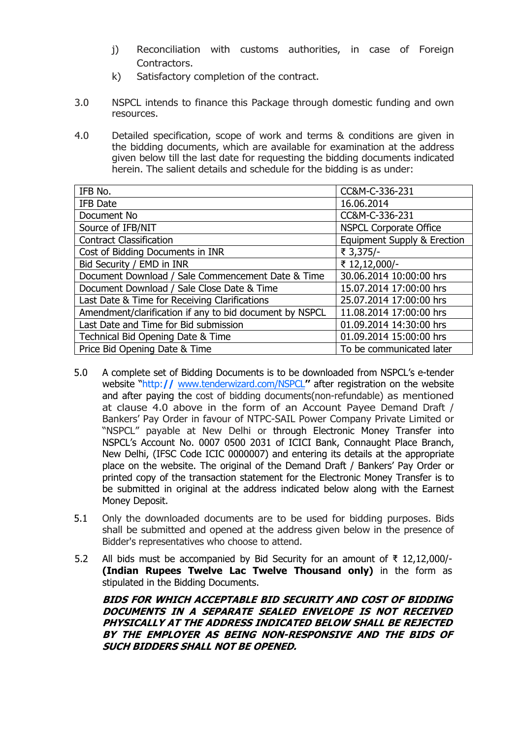j) Reconciliation with customs authorities, in case of Foreign Contractors.

k) Satisfactory completion of the contract.

3.0 NSPCL intends to finance this Package through domestic funding and own resources.

4.0 Detailed specification, scope of work and terms & conditions are given in the bidding documents, which are available for examination at the address given below till the last date for requesting the bidding documents indicated herein. The salient details and schedule for the bidding is as under:

| | |
|---|---|
| IFB No. | CC&M-C-336-231 |
| IFB Date | 16.06.2014 |
| Document No | CC&M-C-336-231 |
| Source of IFB/NIT | NSPCL Corporate Office |
| Contract Classification | Equipment Supply & Erection |
| Cost of Bidding Documents in INR | ₹ 3,375/- |
| Bid Security / EMD in INR | ₹ 12,12,000/- |
| Document Download / Sale Commencement Date & Time | 30.06.2014 10:00:00 hrs |
| Document Download / Sale Close Date & Time | 15.07.2014 17:00:00 hrs |
| Last Date & Time for Receiving Clarifications | 25.07.2014 17:00:00 hrs |
| Amendment/clarification if any to bid document by NSPCL | 11.08.2014 17:00:00 hrs |
| Last Date and Time for Bid submission | 01.09.2014 14:30:00 hrs |
| Technical Bid Opening Date & Time | 01.09.2014 15:00:00 hrs |
| Price Bid Opening Date & Time | To be communicated later |

5.0 A complete set of Bidding Documents is to be downloaded from NSPCL's e-tender website "http:// www.tenderwizard.com/NSPCL" after registration on the website and after paying the cost of bidding documents(non-refundable) as mentioned at clause 4.0 above in the form of an Account Payee Demand Draft / Bankers' Pay Order in favour of NTPC-SAIL Power Company Private Limited or "NSPCL" payable at New Delhi or through Electronic Money Transfer into NSPCL's Account No. 0007 0500 2031 of ICICI Bank, Connaught Place Branch, New Delhi, (IFSC Code ICIC 0000007) and entering its details at the appropriate place on the website. The original of the Demand Draft / Bankers' Pay Order or printed copy of the transaction statement for the Electronic Money Transfer is to be submitted in original at the address indicated below along with the Earnest Money Deposit.

5.1 Only the downloaded documents are to be used for bidding purposes. Bids shall be submitted and opened at the address given below in the presence of Bidder's representatives who choose to attend.

5.2 All bids must be accompanied by Bid Security for an amount of ₹ 12,12,000/- **(Indian Rupees Twelve Lac Twelve Thousand only)** in the form as stipulated in the Bidding Documents.

***BIDS FOR WHICH ACCEPTABLE BID SECURITY AND COST OF BIDDING DOCUMENTS IN A SEPARATE SEALED ENVELOPE IS NOT RECEIVED PHYSICALLY AT THE ADDRESS INDICATED BELOW SHALL BE REJECTED BY THE EMPLOYER AS BEING NON-RESPONSIVE AND THE BIDS OF SUCH BIDDERS SHALL NOT BE OPENED.***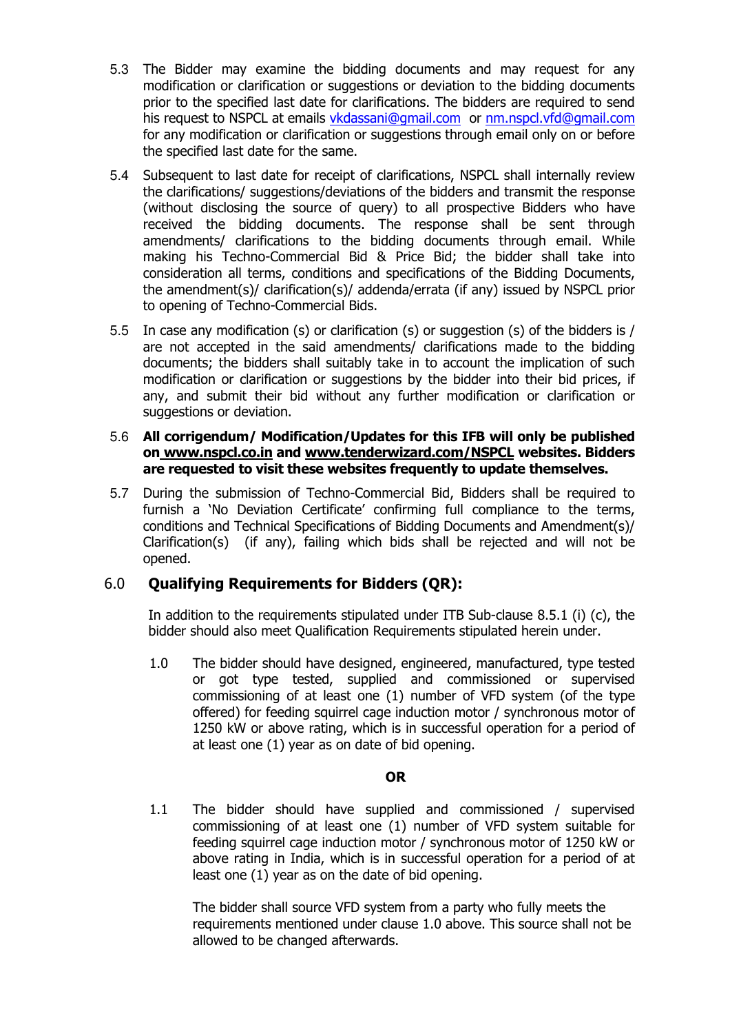5.3 The Bidder may examine the bidding documents and may request for any modification or clarification or suggestions or deviation to the bidding documents prior to the specified last date for clarifications. The bidders are required to send his request to NSPCL at emails vkdassani@gmail.com or nm.nspcl.vfd@gmail.com for any modification or clarification or suggestions through email only on or before the specified last date for the same.

5.4 Subsequent to last date for receipt of clarifications, NSPCL shall internally review the clarifications/ suggestions/deviations of the bidders and transmit the response (without disclosing the source of query) to all prospective Bidders who have received the bidding documents. The response shall be sent through amendments/ clarifications to the bidding documents through email. While making his Techno-Commercial Bid & Price Bid; the bidder shall take into consideration all terms, conditions and specifications of the Bidding Documents, the amendment(s)/ clarification(s)/ addenda/errata (if any) issued by NSPCL prior to opening of Techno-Commercial Bids.

5.5 In case any modification (s) or clarification (s) or suggestion (s) of the bidders is / are not accepted in the said amendments/ clarifications made to the bidding documents; the bidders shall suitably take in to account the implication of such modification or clarification or suggestions by the bidder into their bid prices, if any, and submit their bid without any further modification or clarification or suggestions or deviation.

5.6 **All corrigendum/ Modification/Updates for this IFB will only be published on www.nspcl.co.in and www.tenderwizard.com/NSPCL websites. Bidders are requested to visit these websites frequently to update themselves.**

5.7 During the submission of Techno-Commercial Bid, Bidders shall be required to furnish a 'No Deviation Certificate' confirming full compliance to the terms, conditions and Technical Specifications of Bidding Documents and Amendment(s)/ Clarification(s) (if any), failing which bids shall be rejected and will not be opened.

## 6.0 Qualifying Requirements for Bidders (QR):

In addition to the requirements stipulated under ITB Sub-clause 8.5.1 (i) (c), the bidder should also meet Qualification Requirements stipulated herein under.

1.0 The bidder should have designed, engineered, manufactured, type tested or got type tested, supplied and commissioned or supervised commissioning of at least one (1) number of VFD system (of the type offered) for feeding squirrel cage induction motor / synchronous motor of 1250 kW or above rating, which is in successful operation for a period of at least one (1) year as on date of bid opening.

**OR**

1.1 The bidder should have supplied and commissioned / supervised commissioning of at least one (1) number of VFD system suitable for feeding squirrel cage induction motor / synchronous motor of 1250 kW or above rating in India, which is in successful operation for a period of at least one (1) year as on the date of bid opening.

The bidder shall source VFD system from a party who fully meets the requirements mentioned under clause 1.0 above. This source shall not be allowed to be changed afterwards.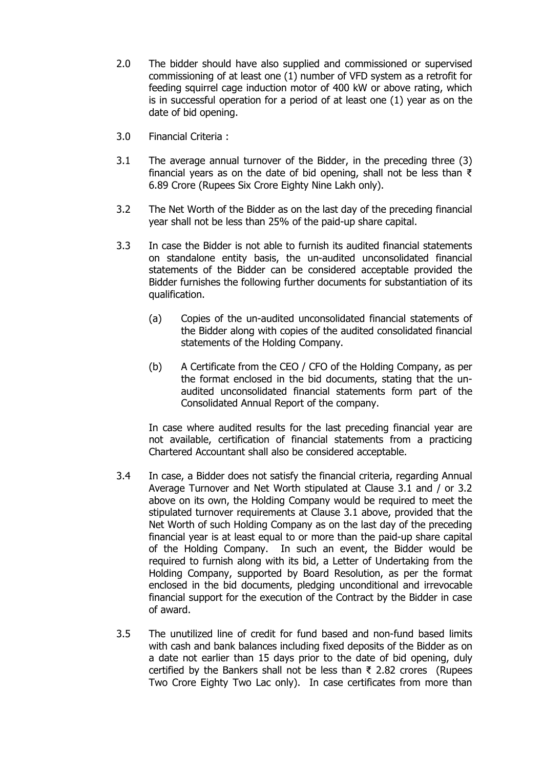2.0 The bidder should have also supplied and commissioned or supervised commissioning of at least one (1) number of VFD system as a retrofit for feeding squirrel cage induction motor of 400 kW or above rating, which is in successful operation for a period of at least one (1) year as on the date of bid opening.

3.0 Financial Criteria :

3.1 The average annual turnover of the Bidder, in the preceding three (3) financial years as on the date of bid opening, shall not be less than ₹ 6.89 Crore (Rupees Six Crore Eighty Nine Lakh only).

3.2 The Net Worth of the Bidder as on the last day of the preceding financial year shall not be less than 25% of the paid-up share capital.

3.3 In case the Bidder is not able to furnish its audited financial statements on standalone entity basis, the un-audited unconsolidated financial statements of the Bidder can be considered acceptable provided the Bidder furnishes the following further documents for substantiation of its qualification.

(a) Copies of the un-audited unconsolidated financial statements of the Bidder along with copies of the audited consolidated financial statements of the Holding Company.

(b) A Certificate from the CEO / CFO of the Holding Company, as per the format enclosed in the bid documents, stating that the un-audited unconsolidated financial statements form part of the Consolidated Annual Report of the company.

In case where audited results for the last preceding financial year are not available, certification of financial statements from a practicing Chartered Accountant shall also be considered acceptable.

3.4 In case, a Bidder does not satisfy the financial criteria, regarding Annual Average Turnover and Net Worth stipulated at Clause 3.1 and / or 3.2 above on its own, the Holding Company would be required to meet the stipulated turnover requirements at Clause 3.1 above, provided that the Net Worth of such Holding Company as on the last day of the preceding financial year is at least equal to or more than the paid-up share capital of the Holding Company. In such an event, the Bidder would be required to furnish along with its bid, a Letter of Undertaking from the Holding Company, supported by Board Resolution, as per the format enclosed in the bid documents, pledging unconditional and irrevocable financial support for the execution of the Contract by the Bidder in case of award.

3.5 The unutilized line of credit for fund based and non-fund based limits with cash and bank balances including fixed deposits of the Bidder as on a date not earlier than 15 days prior to the date of bid opening, duly certified by the Bankers shall not be less than ₹ 2.82 crores (Rupees Two Crore Eighty Two Lac only). In case certificates from more than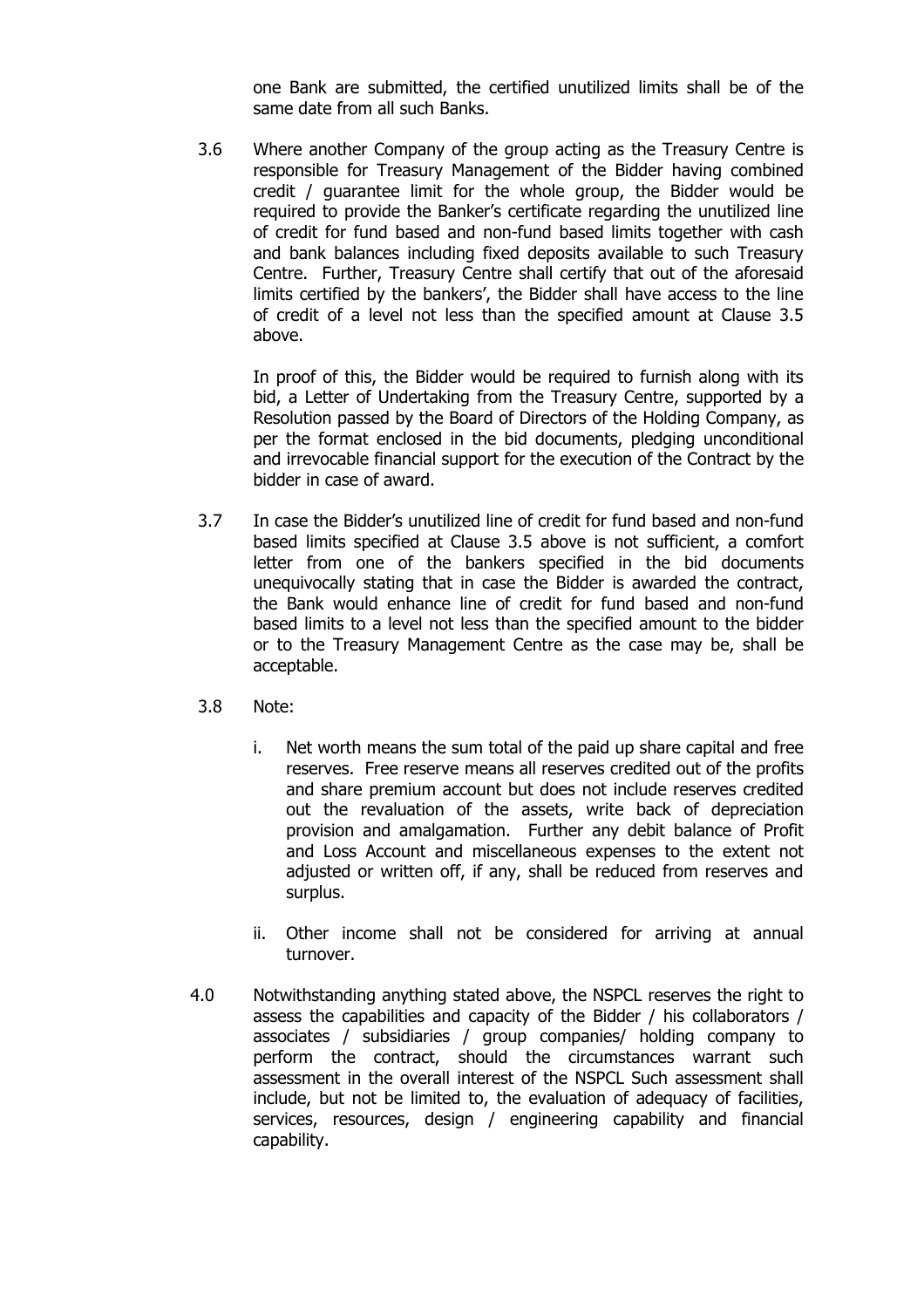one Bank are submitted, the certified unutilized limits shall be of the same date from all such Banks.

3.6 Where another Company of the group acting as the Treasury Centre is responsible for Treasury Management of the Bidder having combined credit / guarantee limit for the whole group, the Bidder would be required to provide the Banker's certificate regarding the unutilized line of credit for fund based and non-fund based limits together with cash and bank balances including fixed deposits available to such Treasury Centre. Further, Treasury Centre shall certify that out of the aforesaid limits certified by the bankers', the Bidder shall have access to the line of credit of a level not less than the specified amount at Clause 3.5 above.

In proof of this, the Bidder would be required to furnish along with its bid, a Letter of Undertaking from the Treasury Centre, supported by a Resolution passed by the Board of Directors of the Holding Company, as per the format enclosed in the bid documents, pledging unconditional and irrevocable financial support for the execution of the Contract by the bidder in case of award.

3.7 In case the Bidder's unutilized line of credit for fund based and non-fund based limits specified at Clause 3.5 above is not sufficient, a comfort letter from one of the bankers specified in the bid documents unequivocally stating that in case the Bidder is awarded the contract, the Bank would enhance line of credit for fund based and non-fund based limits to a level not less than the specified amount to the bidder or to the Treasury Management Centre as the case may be, shall be acceptable.

3.8 Note:

i. Net worth means the sum total of the paid up share capital and free reserves. Free reserve means all reserves credited out of the profits and share premium account but does not include reserves credited out the revaluation of the assets, write back of depreciation provision and amalgamation. Further any debit balance of Profit and Loss Account and miscellaneous expenses to the extent not adjusted or written off, if any, shall be reduced from reserves and surplus.

ii. Other income shall not be considered for arriving at annual turnover.

4.0 Notwithstanding anything stated above, the NSPCL reserves the right to assess the capabilities and capacity of the Bidder / his collaborators / associates / subsidiaries / group companies/ holding company to perform the contract, should the circumstances warrant such assessment in the overall interest of the NSPCL Such assessment shall include, but not be limited to, the evaluation of adequacy of facilities, services, resources, design / engineering capability and financial capability.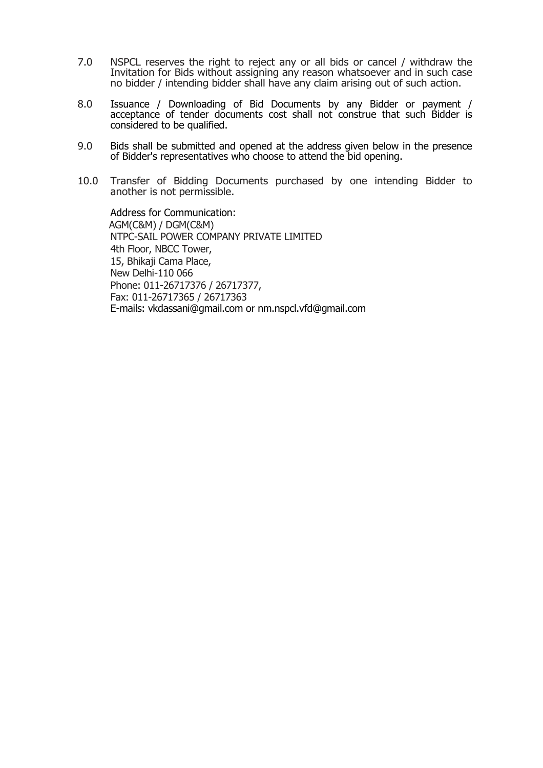7.0 NSPCL reserves the right to reject any or all bids or cancel / withdraw the Invitation for Bids without assigning any reason whatsoever and in such case no bidder / intending bidder shall have any claim arising out of such action.

8.0 Issuance / Downloading of Bid Documents by any Bidder or payment / acceptance of tender documents cost shall not construe that such Bidder is considered to be qualified.

9.0 Bids shall be submitted and opened at the address given below in the presence of Bidder's representatives who choose to attend the bid opening.

10.0 Transfer of Bidding Documents purchased by one intending Bidder to another is not permissible.

Address for Communication:
AGM(C&M) / DGM(C&M)
NTPC-SAIL POWER COMPANY PRIVATE LIMITED
4th Floor, NBCC Tower,
15, Bhikaji Cama Place,
New Delhi-110 066
Phone: 011-26717376 / 26717377,
Fax: 011-26717365 / 26717363
E-mails: vkdassani@gmail.com or nm.nspcl.vfd@gmail.com